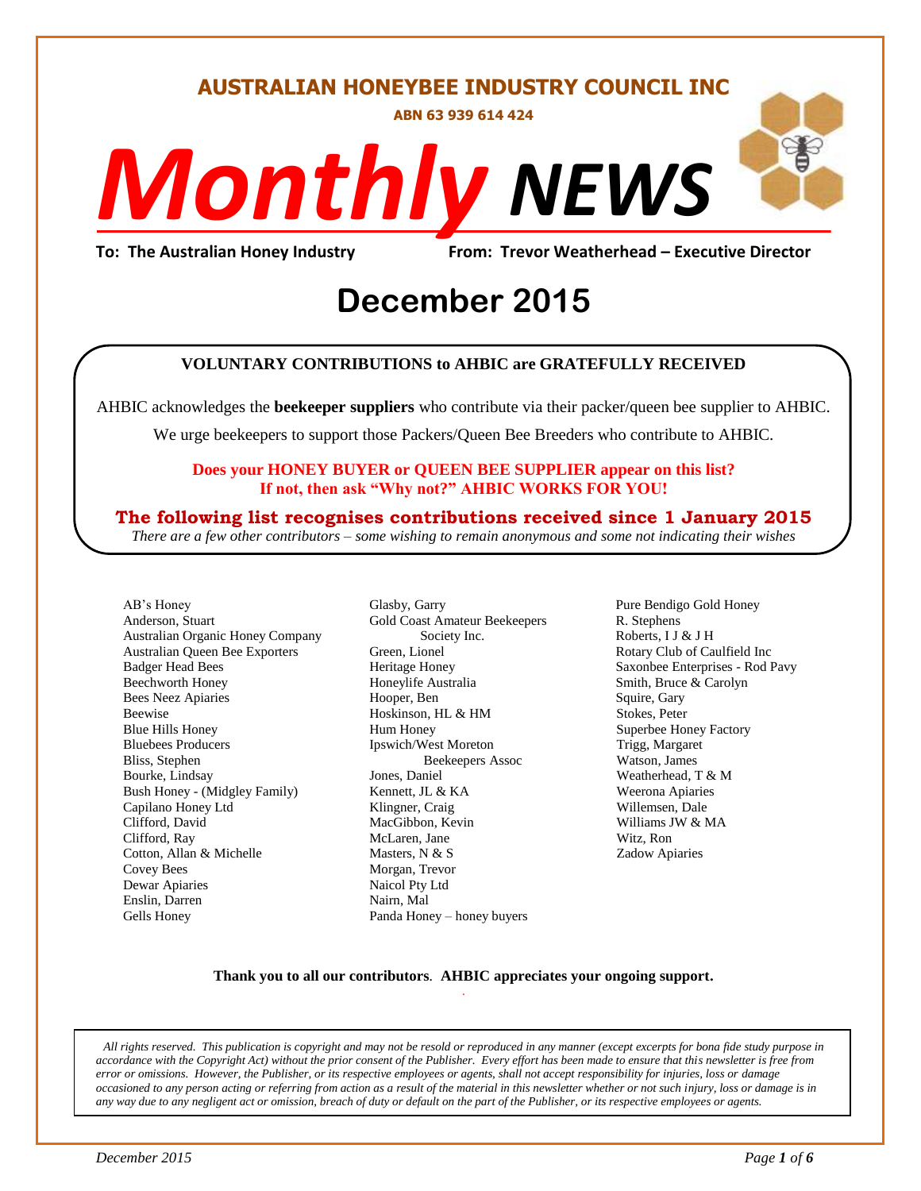# AUSTRALIAN HONEYBEE INDUSTRY COUNCIL INC

**ABN 63 939 614 424**

# *Monthly* NEWS

**To: The Australian Honey Industry** **From: Trevor Weatherhead – Executive Director**

# December 2015

**VOLUNTARY CONTRIBUTIONS to AHBIC are GRATEFULLY RECEIVED**

AHBIC acknowledges the **beekeeper suppliers** who contribute via their packer/queen bee supplier to AHBIC.

We urge beekeepers to support those Packers/Queen Bee Breeders who contribute to AHBIC.

**Does your HONEY BUYER or QUEEN BEE SUPPLIER appear on this list?**
**If not, then ask "Why not?" AHBIC WORKS FOR YOU!**

**The following list recognises contributions received since 1 January 2015**

*There are a few other contributors – some wishing to remain anonymous and some not indicating their wishes*

AB's Honey
Anderson, Stuart
Australian Organic Honey Company
Australian Queen Bee Exporters
Badger Head Bees
Beechworth Honey
Bees Neez Apiaries
Beewise
Blue Hills Honey
Bluebees Producers
Bliss, Stephen
Bourke, Lindsay
Bush Honey - (Midgley Family)
Capilano Honey Ltd
Clifford, David
Clifford, Ray
Cotton, Allan & Michelle
Covey Bees
Dewar Apiaries
Enslin, Darren
Gells Honey
Glasby, Garry
Gold Coast Amateur Beekeepers Society Inc.
Green, Lionel
Heritage Honey
Honeylife Australia
Hooper, Ben
Hoskinson, HL & HM
Hum Honey
Ipswich/West Moreton Beekeepers Assoc
Jones, Daniel
Kennett, JL & KA
Klingner, Craig
MacGibbon, Kevin
McLaren, Jane
Masters, N & S
Morgan, Trevor
Naicol Pty Ltd
Nairn, Mal
Panda Honey – honey buyers
Pure Bendigo Gold Honey
R. Stephens
Roberts, I J & J H
Rotary Club of Caulfield Inc
Saxonbee Enterprises - Rod Pavy
Smith, Bruce & Carolyn
Squire, Gary
Stokes, Peter
Superbee Honey Factory
Trigg, Margaret
Watson, James
Weatherhead, T & M
Weerona Apiaries
Willemsen, Dale
Williams JW & MA
Witz, Ron
Zadow Apiaries

**Thank you to all our contributors**. **AHBIC appreciates your ongoing support.**

*All rights reserved. This publication is copyright and may not be resold or reproduced in any manner (except excerpts for bona fide study purpose in accordance with the Copyright Act) without the prior consent of the Publisher. Every effort has been made to ensure that this newsletter is free from error or omissions. However, the Publisher, or its respective employees or agents, shall not accept responsibility for injuries, loss or damage occasioned to any person acting or referring from action as a result of the material in this newsletter whether or not such injury, loss or damage is in any way due to any negligent act or omission, breach of duty or default on the part of the Publisher, or its respective employees or agents.*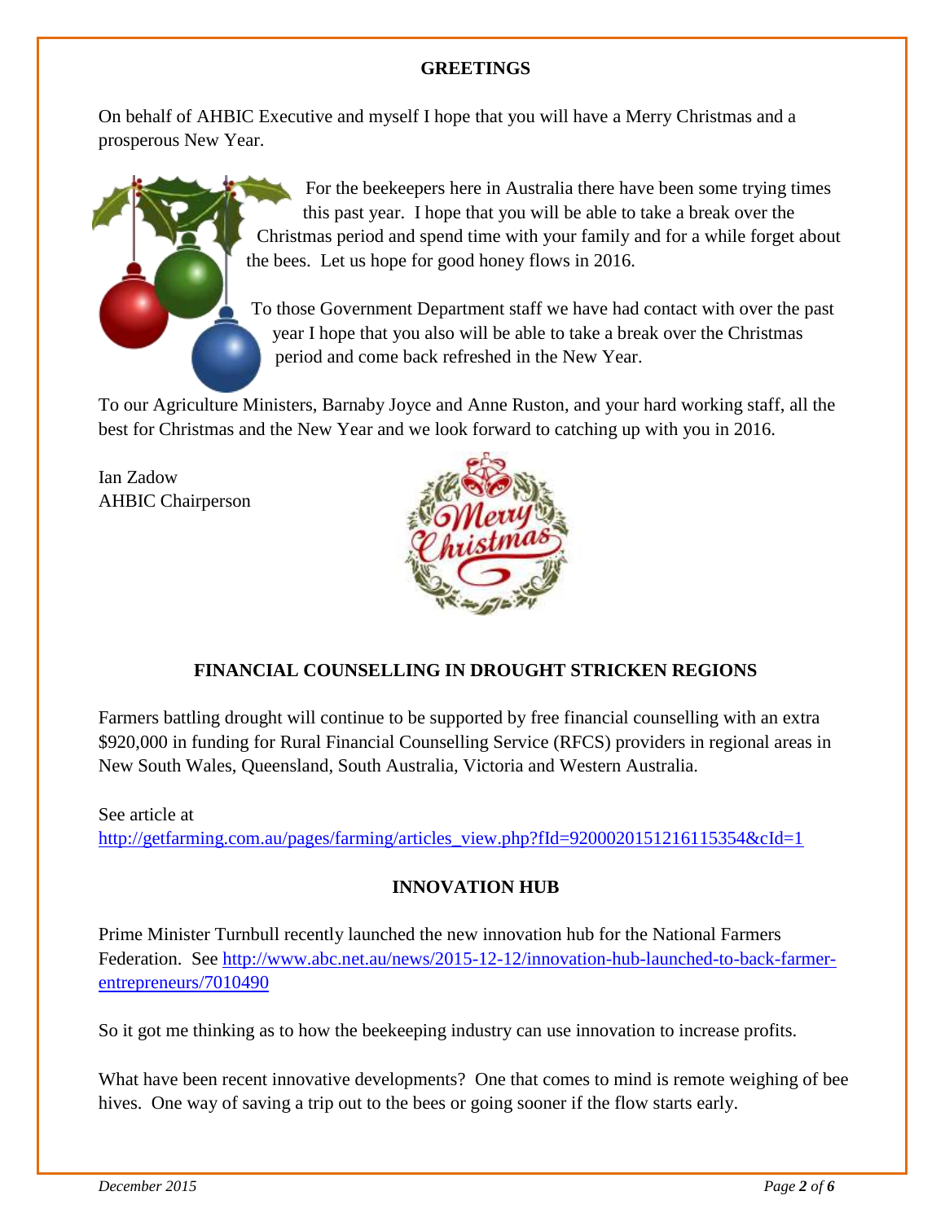## GREETINGS

On behalf of AHBIC Executive and myself I hope that you will have a Merry Christmas and a prosperous New Year.

For the beekeepers here in Australia there have been some trying times this past year. I hope that you will be able to take a break over the Christmas period and spend time with your family and for a while forget about the bees. Let us hope for good honey flows in 2016.

To those Government Department staff we have had contact with over the past year I hope that you also will be able to take a break over the Christmas period and come back refreshed in the New Year.

To our Agriculture Ministers, Barnaby Joyce and Anne Ruston, and your hard working staff, all the best for Christmas and the New Year and we look forward to catching up with you in 2016.

Ian Zadow  
AHBIC Chairperson

## FINANCIAL COUNSELLING IN DROUGHT STRICKEN REGIONS

Farmers battling drought will continue to be supported by free financial counselling with an extra $920,000 in funding for Rural Financial Counselling Service (RFCS) providers in regional areas in New South Wales, Queensland, South Australia, Victoria and Western Australia.

See article at  
http://getfarming.com.au/pages/farming/articles_view.php?fId=9200020151216115354&cId=1

## INNOVATION HUB

Prime Minister Turnbull recently launched the new innovation hub for the National Farmers Federation. See http://www.abc.net.au/news/2015-12-12/innovation-hub-launched-to-back-farmer-entrepreneurs/7010490

So it got me thinking as to how the beekeeping industry can use innovation to increase profits.

What have been recent innovative developments? One that comes to mind is remote weighing of bee hives. One way of saving a trip out to the bees or going sooner if the flow starts early.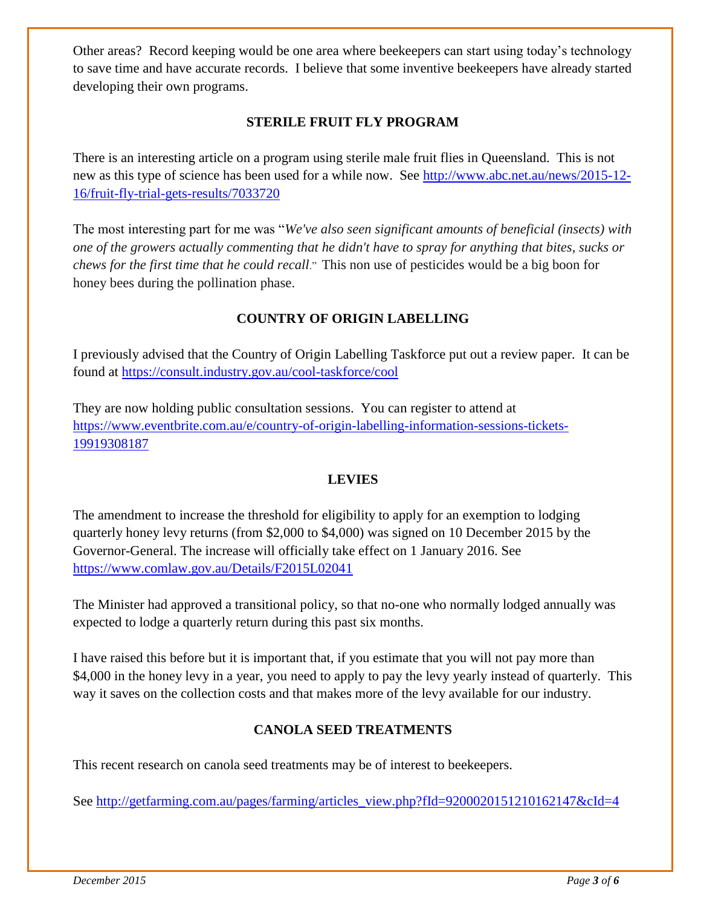Other areas? Record keeping would be one area where beekeepers can start using today's technology to save time and have accurate records. I believe that some inventive beekeepers have already started developing their own programs.

## STERILE FRUIT FLY PROGRAM

There is an interesting article on a program using sterile male fruit flies in Queensland. This is not new as this type of science has been used for a while now. See http://www.abc.net.au/news/2015-12-16/fruit-fly-trial-gets-results/7033720

The most interesting part for me was "*We've also seen significant amounts of beneficial (insects) with one of the growers actually commenting that he didn't have to spray for anything that bites, sucks or chews for the first time that he could recall*." This non use of pesticides would be a big boon for honey bees during the pollination phase.

## COUNTRY OF ORIGIN LABELLING

I previously advised that the Country of Origin Labelling Taskforce put out a review paper. It can be found at https://consult.industry.gov.au/cool-taskforce/cool

They are now holding public consultation sessions. You can register to attend at https://www.eventbrite.com.au/e/country-of-origin-labelling-information-sessions-tickets-19919308187

## LEVIES

The amendment to increase the threshold for eligibility to apply for an exemption to lodging quarterly honey levy returns (from $2,000 to $4,000) was signed on 10 December 2015 by the Governor-General. The increase will officially take effect on 1 January 2016. See https://www.comlaw.gov.au/Details/F2015L02041

The Minister had approved a transitional policy, so that no-one who normally lodged annually was expected to lodge a quarterly return during this past six months.

I have raised this before but it is important that, if you estimate that you will not pay more than $4,000 in the honey levy in a year, you need to apply to pay the levy yearly instead of quarterly. This way it saves on the collection costs and that makes more of the levy available for our industry.

## CANOLA SEED TREATMENTS

This recent research on canola seed treatments may be of interest to beekeepers.

See http://getfarming.com.au/pages/farming/articles_view.php?fId=9200020151210162147&cId=4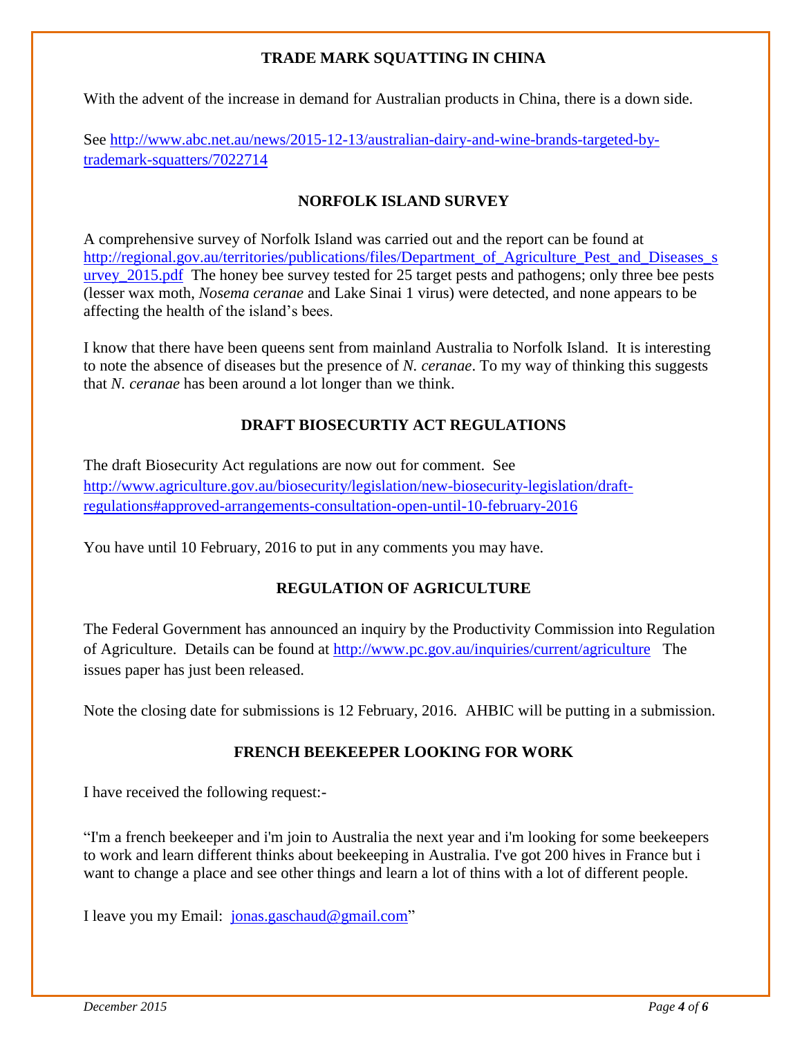## TRADE MARK SQUATTING IN CHINA

With the advent of the increase in demand for Australian products in China, there is a down side.

See [http://www.abc.net.au/news/2015-12-13/australian-dairy-and-wine-brands-targeted-by-trademark-squatters/7022714](http://www.abc.net.au/news/2015-12-13/australian-dairy-and-wine-brands-targeted-by-trademark-squatters/7022714)

## NORFOLK ISLAND SURVEY

A comprehensive survey of Norfolk Island was carried out and the report can be found at [http://regional.gov.au/territories/publications/files/Department_of_Agriculture_Pest_and_Diseases_survey_2015.pdf](http://regional.gov.au/territories/publications/files/Department_of_Agriculture_Pest_and_Diseases_survey_2015.pdf) The honey bee survey tested for 25 target pests and pathogens; only three bee pests (lesser wax moth, *Nosema ceranae* and Lake Sinai 1 virus) were detected, and none appears to be affecting the health of the island's bees.

I know that there have been queens sent from mainland Australia to Norfolk Island. It is interesting to note the absence of diseases but the presence of *N. ceranae*. To my way of thinking this suggests that *N. ceranae* has been around a lot longer than we think.

## DRAFT BIOSECURTIY ACT REGULATIONS

The draft Biosecurity Act regulations are now out for comment. See [http://www.agriculture.gov.au/biosecurity/legislation/new-biosecurity-legislation/draft-regulations#approved-arrangements-consultation-open-until-10-february-2016](http://www.agriculture.gov.au/biosecurity/legislation/new-biosecurity-legislation/draft-regulations#approved-arrangements-consultation-open-until-10-february-2016)

You have until 10 February, 2016 to put in any comments you may have.

## REGULATION OF AGRICULTURE

The Federal Government has announced an inquiry by the Productivity Commission into Regulation of Agriculture. Details can be found at [http://www.pc.gov.au/inquiries/current/agriculture](http://www.pc.gov.au/inquiries/current/agriculture) The issues paper has just been released.

Note the closing date for submissions is 12 February, 2016. AHBIC will be putting in a submission.

## FRENCH BEEKEEPER LOOKING FOR WORK

I have received the following request:-

"I'm a french beekeeper and i'm join to Australia the next year and i'm looking for some beekeepers to work and learn different thinks about beekeeping in Australia. I've got 200 hives in France but i want to change a place and see other things and learn a lot of thins with a lot of different people.

I leave you my Email: [jonas.gaschaud@gmail.com](mailto:jonas.gaschaud@gmail.com)"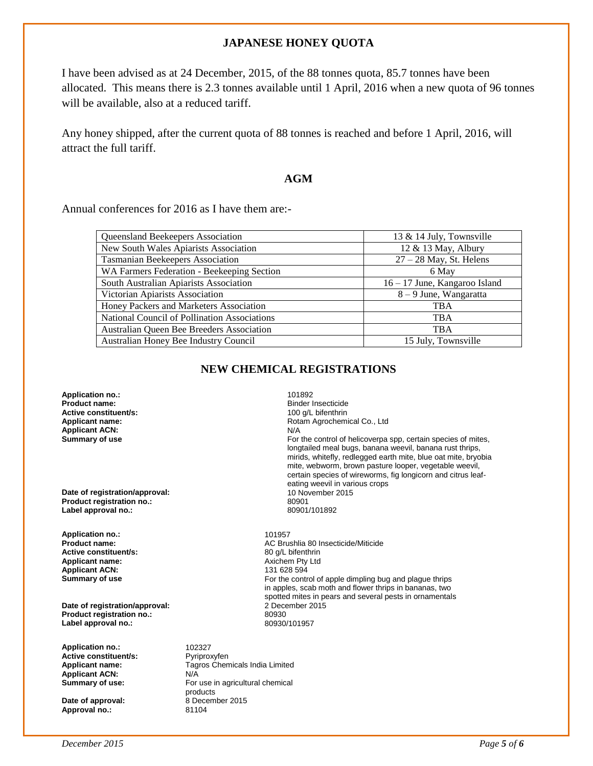## JAPANESE HONEY QUOTA

I have been advised as at 24 December, 2015, of the 88 tonnes quota, 85.7 tonnes have been allocated. This means there is 2.3 tonnes available until 1 April, 2016 when a new quota of 96 tonnes will be available, also at a reduced tariff.

Any honey shipped, after the current quota of 88 tonnes is reached and before 1 April, 2016, will attract the full tariff.

## AGM

Annual conferences for 2016 as I have them are:-

| | |
|---|---|
| Queensland Beekeepers Association | 13 & 14 July, Townsville |
| New South Wales Apiarists Association | 12 & 13 May, Albury |
| Tasmanian Beekeepers Association | 27 – 28 May, St. Helens |
| WA Farmers Federation - Beekeeping Section | 6 May |
| South Australian Apiarists Association | 16 – 17 June, Kangaroo Island |
| Victorian Apiarists Association | 8 – 9 June, Wangaratta |
| Honey Packers and Marketers Association | TBA |
| National Council of Pollination Associations | TBA |
| Australian Queen Bee Breeders Association | TBA |
| Australian Honey Bee Industry Council | 15 July, Townsville |

## NEW CHEMICAL REGISTRATIONS

**Application no.:** 101892
**Product name:** Binder Insecticide
**Active constituent/s:** 100 g/L bifenthrin
**Applicant name:** Rotam Agrochemical Co., Ltd
**Applicant ACN:** N/A
**Summary of use** For the control of helicoverpa spp, certain species of mites, longtailed meal bugs, banana weevil, banana rust thrips, mirids, whitefly, redlegged earth mite, blue oat mite, bryobia mite, webworm, brown pasture looper, vegetable weevil, certain species of wireworms, fig longicorn and citrus leaf-eating weevil in various crops
**Date of registration/approval:** 10 November 2015
**Product registration no.:** 80901
**Label approval no.:** 80901/101892

**Application no.:** 101957
**Product name:** AC Brushlia 80 Insecticide/Miticide
**Active constituent/s:** 80 g/L bifenthrin
**Applicant name:** Axichem Pty Ltd
**Applicant ACN:** 131 628 594
**Summary of use** For the control of apple dimpling bug and plague thrips in apples, scab moth and flower thrips in bananas, two spotted mites in pears and several pests in ornamentals
**Date of registration/approval:** 2 December 2015
**Product registration no.:** 80930
**Label approval no.:** 80930/101957

**Application no.:** 102327
**Active constituent/s:** Pyriproxyfen
**Applicant name:** Tagros Chemicals India Limited
**Applicant ACN:** N/A
**Summary of use:** For use in agricultural chemical products
**Date of approval:** 8 December 2015
**Approval no.:** 81104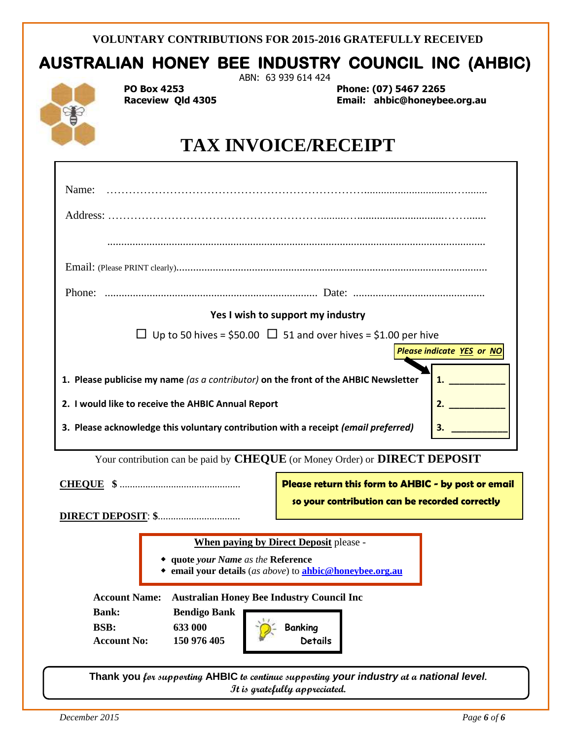VOLUNTARY CONTRIBUTIONS FOR 2015-2016 GRATEFULLY RECEIVED

# AUSTRALIAN HONEY BEE INDUSTRY COUNCIL INC (AHBIC)

ABN: 63 939 614 424

**PO Box 4253**
**Raceview Qld 4305**

**Phone: (07) 5467 2265**
**Email: ahbic@honeybee.org.au**

# TAX INVOICE/RECEIPT

Name: ……………………………………………………………………………………………

Address: ……………………………………………………………………………………………

……………………………………………………………………………………………………

Email: (Please PRINT clearly)……………………………………………………………………

Phone: ……………………………………………… Date: ………………………………………

**Yes I wish to support my industry**

☐ Up to 50 hives = $50.00 ☐ 51 and over hives = $1.00 per hive

***Please indicate YES or NO***

**1. Please publicise my name** *(as a contributor)* **on the front of the AHBIC Newsletter** **1. ________**

**2. I would like to receive the AHBIC Annual Report** **2. ________**

**3. Please acknowledge this voluntary contribution with a receipt** ***(email preferred)*** **3. ________**

Your contribution can be paid by **CHEQUE** (or Money Order) or **DIRECT DEPOSIT**

**CHEQUE $** ……………………………

**DIRECT DEPOSIT: $**……………………………

**Please return this form to AHBIC - by post or email so your contribution can be recorded correctly**

**When paying by Direct Deposit** please -

- **quote** ***your Name*** *as the* **Reference**
- **email your details** (*as above*) to **ahbic@honeybee.org.au**

| | |
|---|---|
| **Account Name:** | **Australian Honey Bee Industry Council Inc** |
| **Bank:** | **Bendigo Bank** |
| **BSB:** | **633 000** |
| **Account No:** | **150 976 405** |

Banking Details

**Thank you** *for supporting* **AHBIC** *to continue supporting* ***your industry*** *at a* ***national level.***
*It is gratefully appreciated.*

*December 2015*